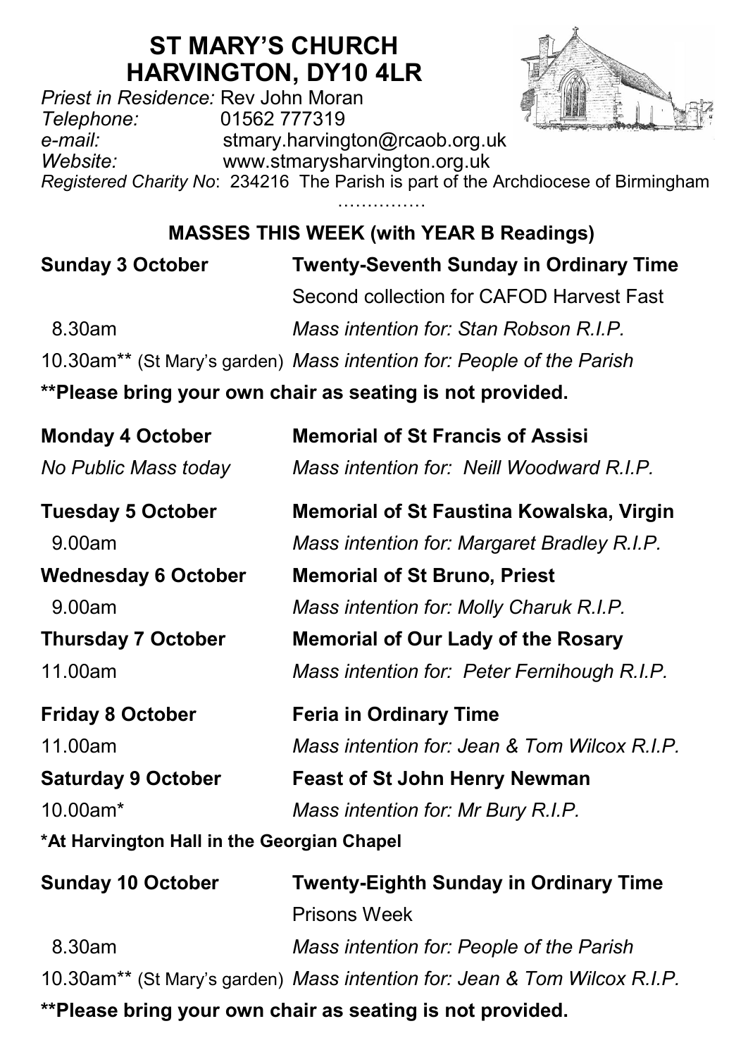# ST MARY'S CHURCH
# HARVINGTON, DY10 4LR

*Priest in Residence:* Rev John Moran
*Telephone:* 01562 777319
*e-mail:* stmary.harvington@rcaob.org.uk
*Website:* www.stmarysharvington.org.uk
*Registered Charity No*: 234216 The Parish is part of the Archdiocese of Birmingham

……………

## MASSES THIS WEEK (with YEAR B Readings)

**Sunday 3 October** — **Twenty-Seventh Sunday in Ordinary Time**
Second collection for CAFOD Harvest Fast
8.30am — *Mass intention for: Stan Robson R.I.P.*
10.30am** (St Mary's garden) — *Mass intention for: People of the Parish*

**\*\*Please bring your own chair as seating is not provided.**

**Monday 4 October** — **Memorial of St Francis of Assisi**
*No Public Mass today* — *Mass intention for: Neill Woodward R.I.P.*

**Tuesday 5 October** — **Memorial of St Faustina Kowalska, Virgin**
9.00am — *Mass intention for: Margaret Bradley R.I.P.*

**Wednesday 6 October** — **Memorial of St Bruno, Priest**
9.00am — *Mass intention for: Molly Charuk R.I.P.*

**Thursday 7 October** — **Memorial of Our Lady of the Rosary**
11.00am — *Mass intention for: Peter Fernihough R.I.P.*

**Friday 8 October** — **Feria in Ordinary Time**
11.00am — *Mass intention for: Jean & Tom Wilcox R.I.P.*

**Saturday 9 October** — **Feast of St John Henry Newman**
10.00am* — *Mass intention for: Mr Bury R.I.P.*

**\*At Harvington Hall in the Georgian Chapel**

**Sunday 10 October** — **Twenty-Eighth Sunday in Ordinary Time**
Prisons Week
8.30am — *Mass intention for: People of the Parish*
10.30am** (St Mary's garden) — *Mass intention for: Jean & Tom Wilcox R.I.P.*

**\*\*Please bring your own chair as seating is not provided.**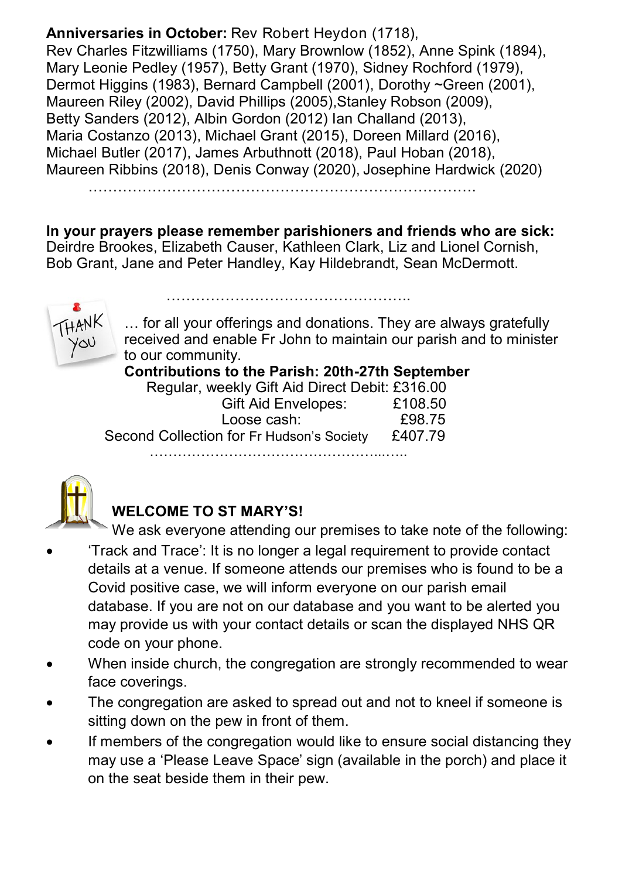**Anniversaries in October:** Rev Robert Heydon (1718), Rev Charles Fitzwilliams (1750), Mary Brownlow (1852), Anne Spink (1894), Mary Leonie Pedley (1957), Betty Grant (1970), Sidney Rochford (1979), Dermot Higgins (1983), Bernard Campbell (2001), Dorothy ~Green (2001), Maureen Riley (2002), David Phillips (2005),Stanley Robson (2009), Betty Sanders (2012), Albin Gordon (2012) Ian Challand (2013), Maria Costanzo (2013), Michael Grant (2015), Doreen Millard (2016), Michael Butler (2017), James Arbuthnott (2018), Paul Hoban (2018), Maureen Ribbins (2018), Denis Conway (2020), Josephine Hardwick (2020)

…………………………………………………………………….

**In your prayers please remember parishioners and friends who are sick:** Deirdre Brookes, Elizabeth Causer, Kathleen Clark, Liz and Lionel Cornish, Bob Grant, Jane and Peter Handley, Kay Hildebrandt, Sean McDermott.

…………………………………………..

THANK YOU … for all your offerings and donations. They are always gratefully received and enable Fr John to maintain our parish and to minister to our community.

**Contributions to the Parish: 20th-27th September**

| | |
|---|---|
| Regular, weekly Gift Aid Direct Debit: | £316.00 |
| Gift Aid Envelopes: | £108.50 |
| Loose cash: | £98.75 |
| Second Collection for Fr Hudson's Society | £407.79 |

………………………………………………..…..

## WELCOME TO ST MARY'S!

We ask everyone attending our premises to take note of the following:

- 'Track and Trace': It is no longer a legal requirement to provide contact details at a venue. If someone attends our premises who is found to be a Covid positive case, we will inform everyone on our parish email database. If you are not on our database and you want to be alerted you may provide us with your contact details or scan the displayed NHS QR code on your phone.
- When inside church, the congregation are strongly recommended to wear face coverings.
- The congregation are asked to spread out and not to kneel if someone is sitting down on the pew in front of them.
- If members of the congregation would like to ensure social distancing they may use a 'Please Leave Space' sign (available in the porch) and place it on the seat beside them in their pew.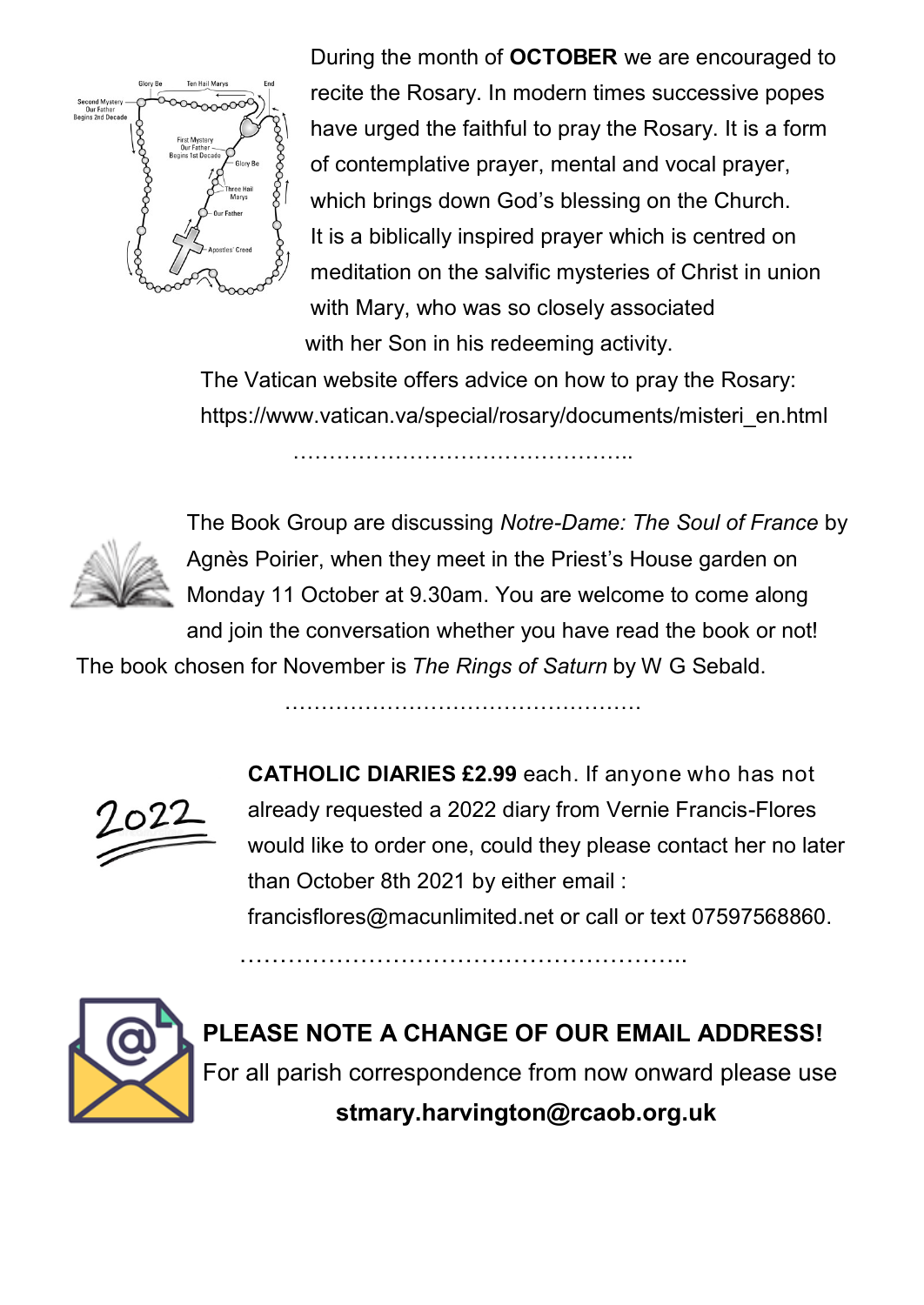During the month of **OCTOBER** we are encouraged to recite the Rosary. In modern times successive popes have urged the faithful to pray the Rosary. It is a form of contemplative prayer, mental and vocal prayer, which brings down God's blessing on the Church. It is a biblically inspired prayer which is centred on meditation on the salvific mysteries of Christ in union with Mary, who was so closely associated with her Son in his redeeming activity.

The Vatican website offers advice on how to pray the Rosary: https://www.vatican.va/special/rosary/documents/misteri_en.html

…………………………………………..

The Book Group are discussing *Notre-Dame: The Soul of France* by Agnès Poirier, when they meet in the Priest's House garden on Monday 11 October at 9.30am. You are welcome to come along and join the conversation whether you have read the book or not! The book chosen for November is *The Rings of Saturn* by W G Sebald.

……………………………………………

**CATHOLIC DIARIES £2.99** each. If anyone who has not already requested a 2022 diary from Vernie Francis-Flores would like to order one, could they please contact her no later than October 8th 2021 by either email : francisflores@macunlimited.net or call or text 07597568860.

…………………………………………………..

**PLEASE NOTE A CHANGE OF OUR EMAIL ADDRESS!**

For all parish correspondence from now onward please use

**stmary.harvington@rcaob.org.uk**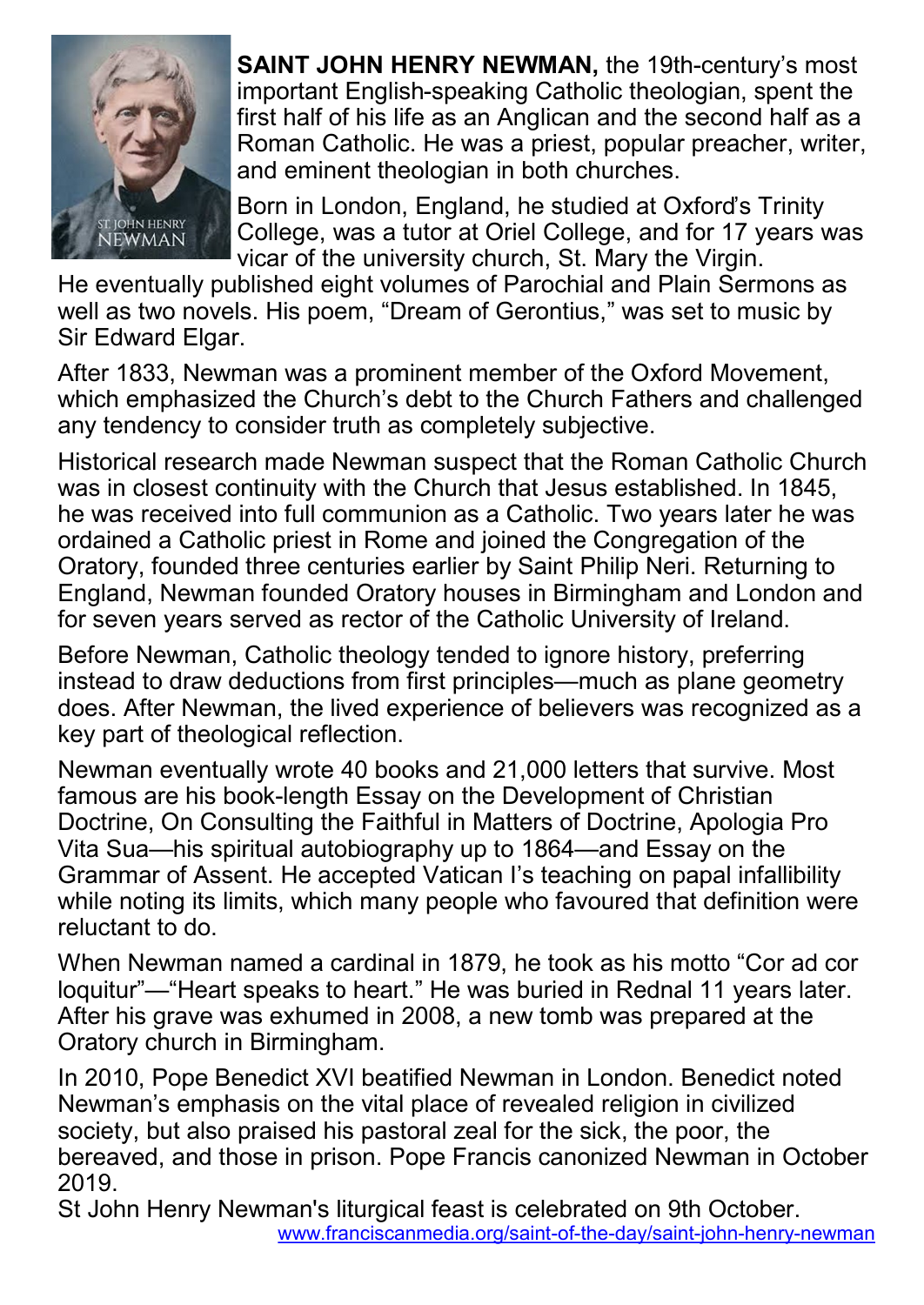**SAINT JOHN HENRY NEWMAN,** the 19th-century's most important English-speaking Catholic theologian, spent the first half of his life as an Anglican and the second half as a Roman Catholic. He was a priest, popular preacher, writer, and eminent theologian in both churches.

Born in London, England, he studied at Oxford's Trinity College, was a tutor at Oriel College, and for 17 years was vicar of the university church, St. Mary the Virgin. He eventually published eight volumes of Parochial and Plain Sermons as well as two novels. His poem, "Dream of Gerontius," was set to music by Sir Edward Elgar.

After 1833, Newman was a prominent member of the Oxford Movement, which emphasized the Church's debt to the Church Fathers and challenged any tendency to consider truth as completely subjective.

Historical research made Newman suspect that the Roman Catholic Church was in closest continuity with the Church that Jesus established. In 1845, he was received into full communion as a Catholic. Two years later he was ordained a Catholic priest in Rome and joined the Congregation of the Oratory, founded three centuries earlier by Saint Philip Neri. Returning to England, Newman founded Oratory houses in Birmingham and London and for seven years served as rector of the Catholic University of Ireland.

Before Newman, Catholic theology tended to ignore history, preferring instead to draw deductions from first principles—much as plane geometry does. After Newman, the lived experience of believers was recognized as a key part of theological reflection.

Newman eventually wrote 40 books and 21,000 letters that survive. Most famous are his book-length Essay on the Development of Christian Doctrine, On Consulting the Faithful in Matters of Doctrine, Apologia Pro Vita Sua—his spiritual autobiography up to 1864—and Essay on the Grammar of Assent. He accepted Vatican I's teaching on papal infallibility while noting its limits, which many people who favoured that definition were reluctant to do.

When Newman named a cardinal in 1879, he took as his motto "Cor ad cor loquitur"—"Heart speaks to heart." He was buried in Rednal 11 years later. After his grave was exhumed in 2008, a new tomb was prepared at the Oratory church in Birmingham.

In 2010, Pope Benedict XVI beatified Newman in London. Benedict noted Newman's emphasis on the vital place of revealed religion in civilized society, but also praised his pastoral zeal for the sick, the poor, the bereaved, and those in prison. Pope Francis canonized Newman in October 2019.

St John Henry Newman's liturgical feast is celebrated on 9th October.

www.franciscanmedia.org/saint-of-the-day/saint-john-henry-newman